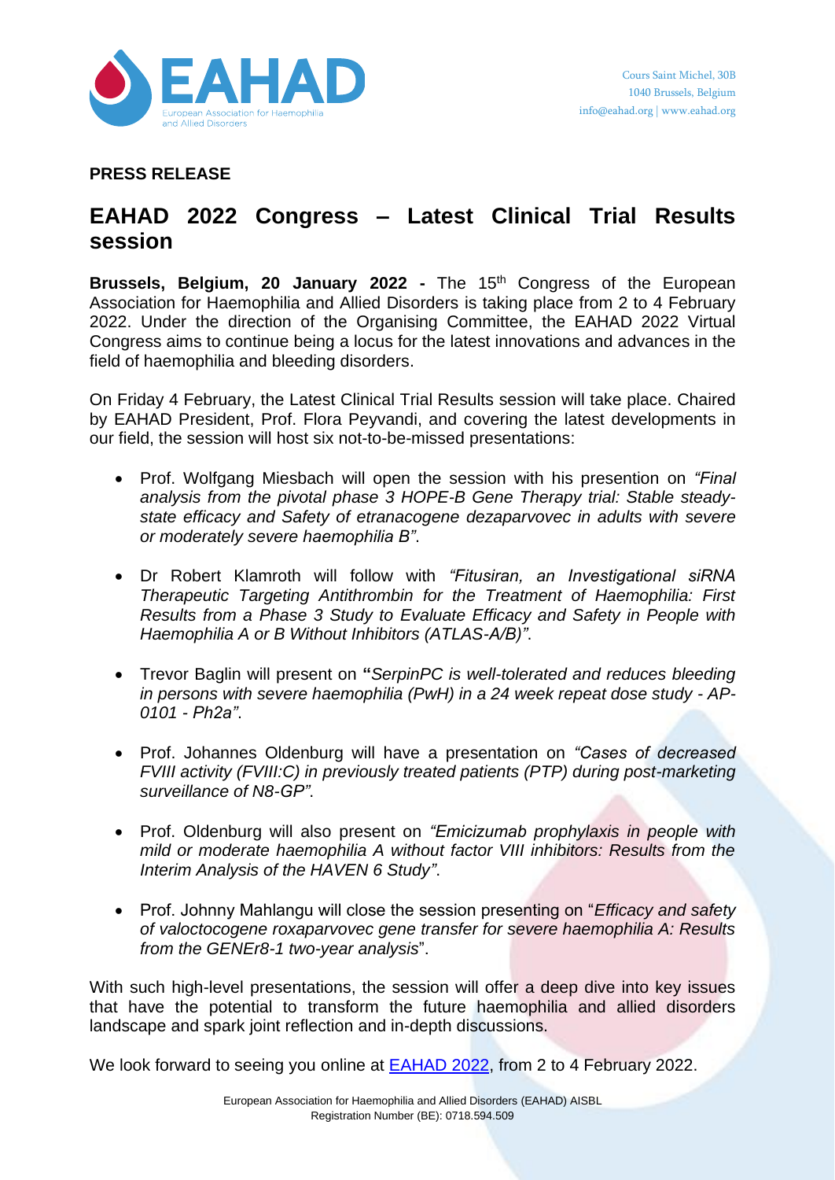EAHAD
European Association for Haemophilia and Allied Disorders

Cours Saint Michel, 30B
1040 Brussels, Belgium
info@eahad.org | www.eahad.org

**PRESS RELEASE**

# EAHAD 2022 Congress – Latest Clinical Trial Results session

**Brussels, Belgium, 20 January 2022 -** The 15th Congress of the European Association for Haemophilia and Allied Disorders is taking place from 2 to 4 February 2022. Under the direction of the Organising Committee, the EAHAD 2022 Virtual Congress aims to continue being a locus for the latest innovations and advances in the field of haemophilia and bleeding disorders.

On Friday 4 February, the Latest Clinical Trial Results session will take place. Chaired by EAHAD President, Prof. Flora Peyvandi, and covering the latest developments in our field, the session will host six not-to-be-missed presentations:

- Prof. Wolfgang Miesbach will open the session with his presention on *"Final analysis from the pivotal phase 3 HOPE-B Gene Therapy trial: Stable steady-state efficacy and Safety of etranacogene dezaparvovec in adults with severe or moderately severe haemophilia B"*.
- Dr Robert Klamroth will follow with *"Fitusiran, an Investigational siRNA Therapeutic Targeting Antithrombin for the Treatment of Haemophilia: First Results from a Phase 3 Study to Evaluate Efficacy and Safety in People with Haemophilia A or B Without Inhibitors (ATLAS-A/B)"*.
- Trevor Baglin will present on **"***SerpinPC is well-tolerated and reduces bleeding in persons with severe haemophilia (PwH) in a 24 week repeat dose study - AP-0101 - Ph2a"*.
- Prof. Johannes Oldenburg will have a presentation on *"Cases of decreased FVIII activity (FVIII:C) in previously treated patients (PTP) during post-marketing surveillance of N8-GP"*.
- Prof. Oldenburg will also present on *"Emicizumab prophylaxis in people with mild or moderate haemophilia A without factor VIII inhibitors: Results from the Interim Analysis of the HAVEN 6 Study"*.
- Prof. Johnny Mahlangu will close the session presenting on "*Efficacy and safety of valoctocogene roxaparvovec gene transfer for severe haemophilia A: Results from the GENEr8-1 two-year analysis*".

With such high-level presentations, the session will offer a deep dive into key issues that have the potential to transform the future haemophilia and allied disorders landscape and spark joint reflection and in-depth discussions.

We look forward to seeing you online at [EAHAD 2022](), from 2 to 4 February 2022.

European Association for Haemophilia and Allied Disorders (EAHAD) AISBL
Registration Number (BE): 0718.594.509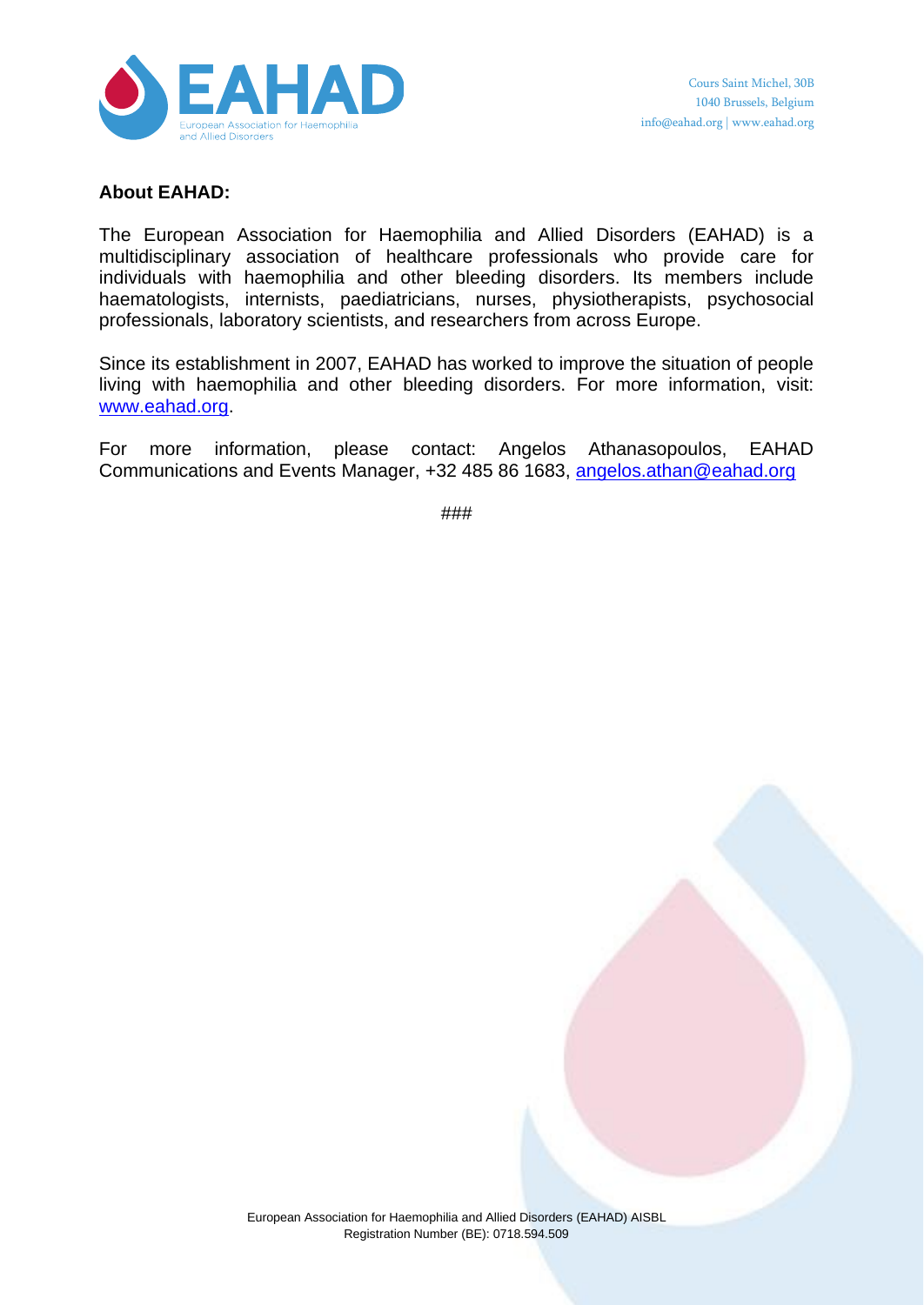**About EAHAD:**

The European Association for Haemophilia and Allied Disorders (EAHAD) is a multidisciplinary association of healthcare professionals who provide care for individuals with haemophilia and other bleeding disorders. Its members include haematologists, internists, paediatricians, nurses, physiotherapists, psychosocial professionals, laboratory scientists, and researchers from across Europe.

Since its establishment in 2007, EAHAD has worked to improve the situation of people living with haemophilia and other bleeding disorders. For more information, visit: www.eahad.org.

For more information, please contact: Angelos Athanasopoulos, EAHAD Communications and Events Manager, +32 485 86 1683, angelos.athan@eahad.org

###